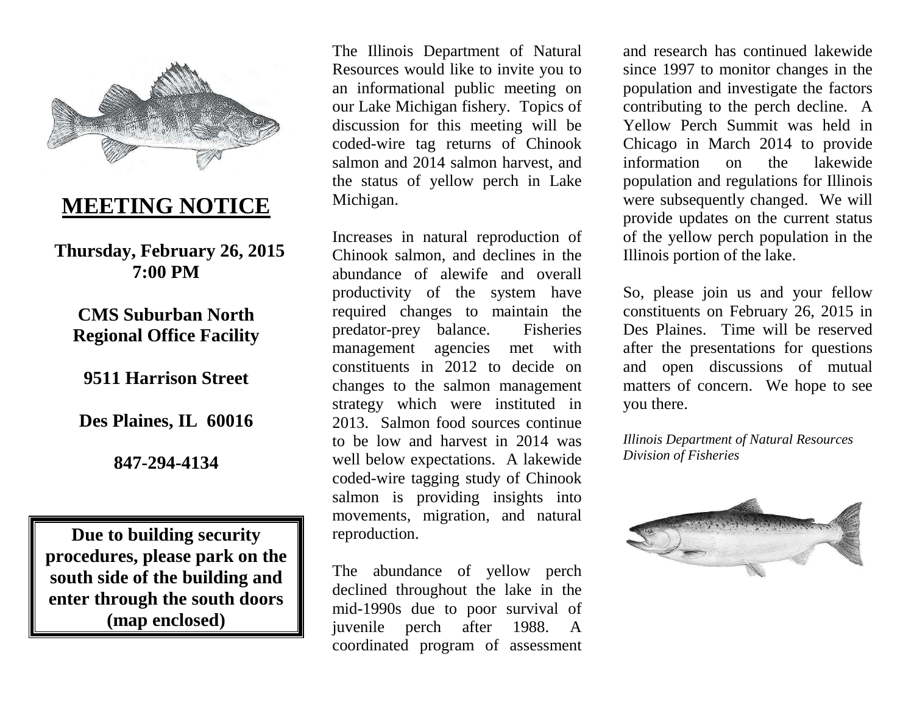# MEETING NOTICE

**Thursday, February 26, 2015**
**7:00 PM**

**CMS Suburban North Regional Office Facility**

**9511 Harrison Street**

**Des Plaines, IL 60016**

**847-294-4134**

**Due to building security procedures, please park on the south side of the building and enter through the south doors (map enclosed)**

The Illinois Department of Natural Resources would like to invite you to an informational public meeting on our Lake Michigan fishery. Topics of discussion for this meeting will be coded-wire tag returns of Chinook salmon and 2014 salmon harvest, and the status of yellow perch in Lake Michigan.

Increases in natural reproduction of Chinook salmon, and declines in the abundance of alewife and overall productivity of the system have required changes to maintain the predator-prey balance. Fisheries management agencies met with constituents in 2012 to decide on changes to the salmon management strategy which were instituted in 2013. Salmon food sources continue to be low and harvest in 2014 was well below expectations. A lakewide coded-wire tagging study of Chinook salmon is providing insights into movements, migration, and natural reproduction.

The abundance of yellow perch declined throughout the lake in the mid-1990s due to poor survival of juvenile perch after 1988. A coordinated program of assessment and research has continued lakewide since 1997 to monitor changes in the population and investigate the factors contributing to the perch decline. A Yellow Perch Summit was held in Chicago in March 2014 to provide information on the lakewide population and regulations for Illinois were subsequently changed. We will provide updates on the current status of the yellow perch population in the Illinois portion of the lake.

So, please join us and your fellow constituents on February 26, 2015 in Des Plaines. Time will be reserved after the presentations for questions and open discussions of mutual matters of concern. We hope to see you there.

*Illinois Department of Natural Resources*
*Division of Fisheries*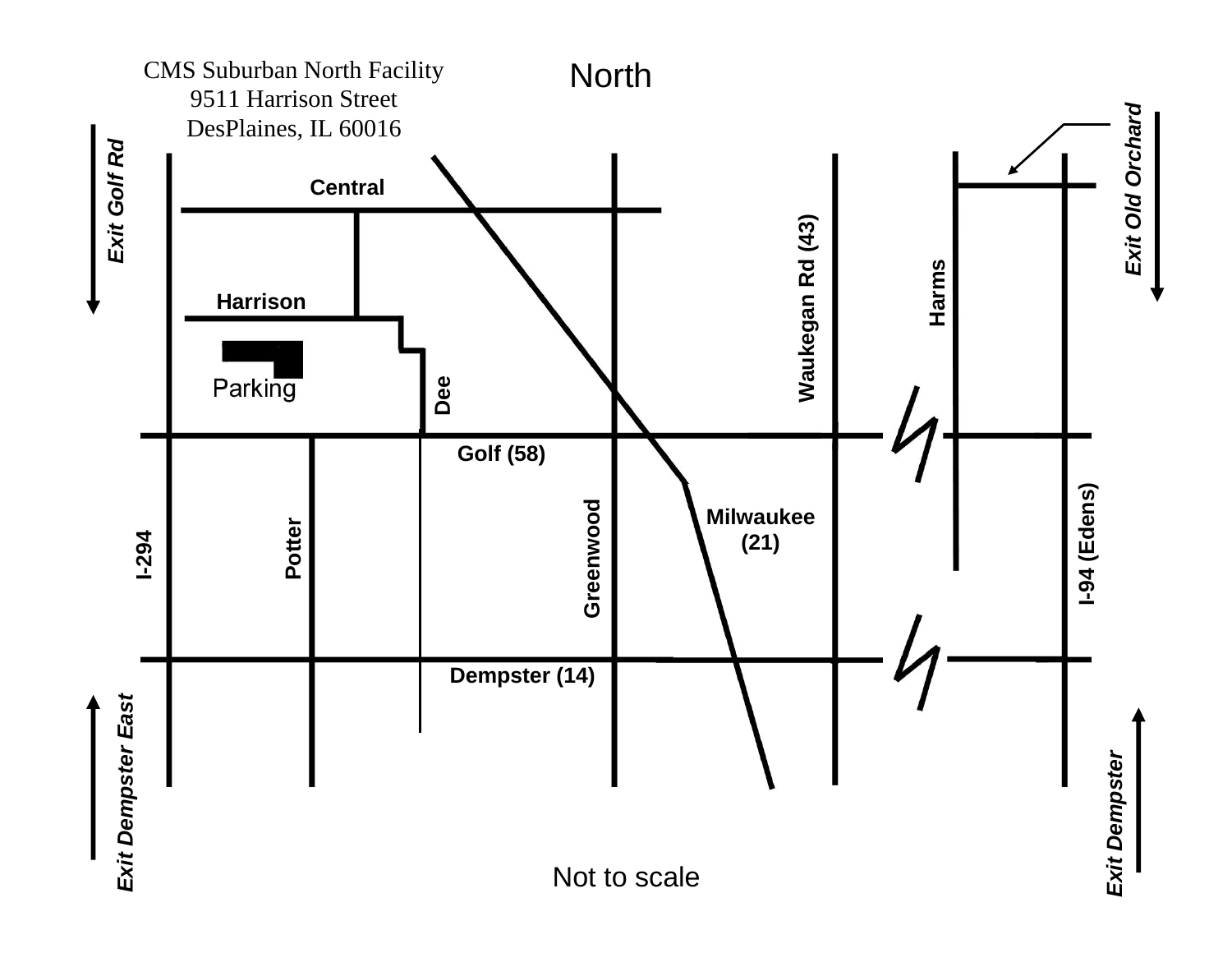CMS Suburban North Facility
9511 Harrison Street
DesPlaines, IL 60016

North

Exit Golf Rd

Exit Old Orchard

Central

Harrison

Parking

Dee

Waukegan Rd (43)

Harms

Golf (58)

Milwaukee (21)

I-294

Potter

Greenwood

I-94 (Edens)

Dempster (14)

Exit Dempster East

Exit Dempster

Not to scale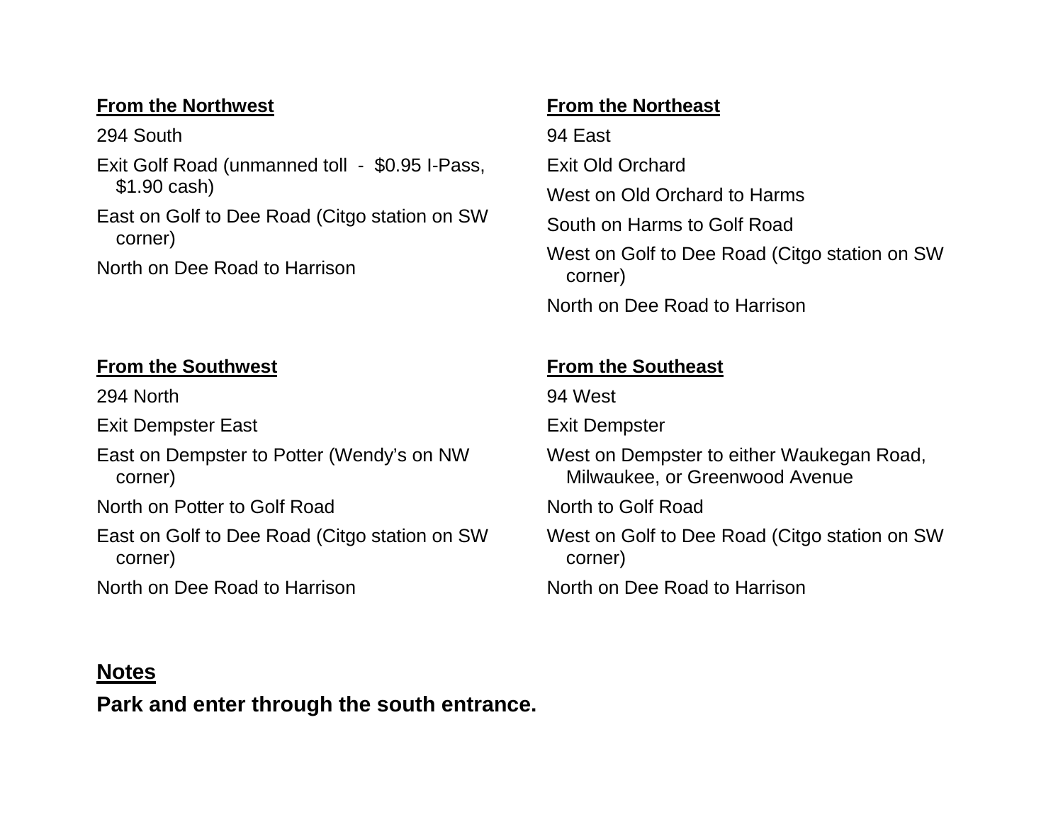**From the Northwest**

294 South

Exit Golf Road (unmanned toll - $0.95 I-Pass, $1.90 cash)

East on Golf to Dee Road (Citgo station on SW corner)

North on Dee Road to Harrison

**From the Northeast**

94 East

Exit Old Orchard

West on Old Orchard to Harms

South on Harms to Golf Road

West on Golf to Dee Road (Citgo station on SW corner)

North on Dee Road to Harrison

**From the Southwest**

294 North

Exit Dempster East

East on Dempster to Potter (Wendy's on NW corner)

North on Potter to Golf Road

East on Golf to Dee Road (Citgo station on SW corner)

North on Dee Road to Harrison

**From the Southeast**

94 West

Exit Dempster

West on Dempster to either Waukegan Road, Milwaukee, or Greenwood Avenue

North to Golf Road

West on Golf to Dee Road (Citgo station on SW corner)

North on Dee Road to Harrison

## Notes

**Park and enter through the south entrance.**